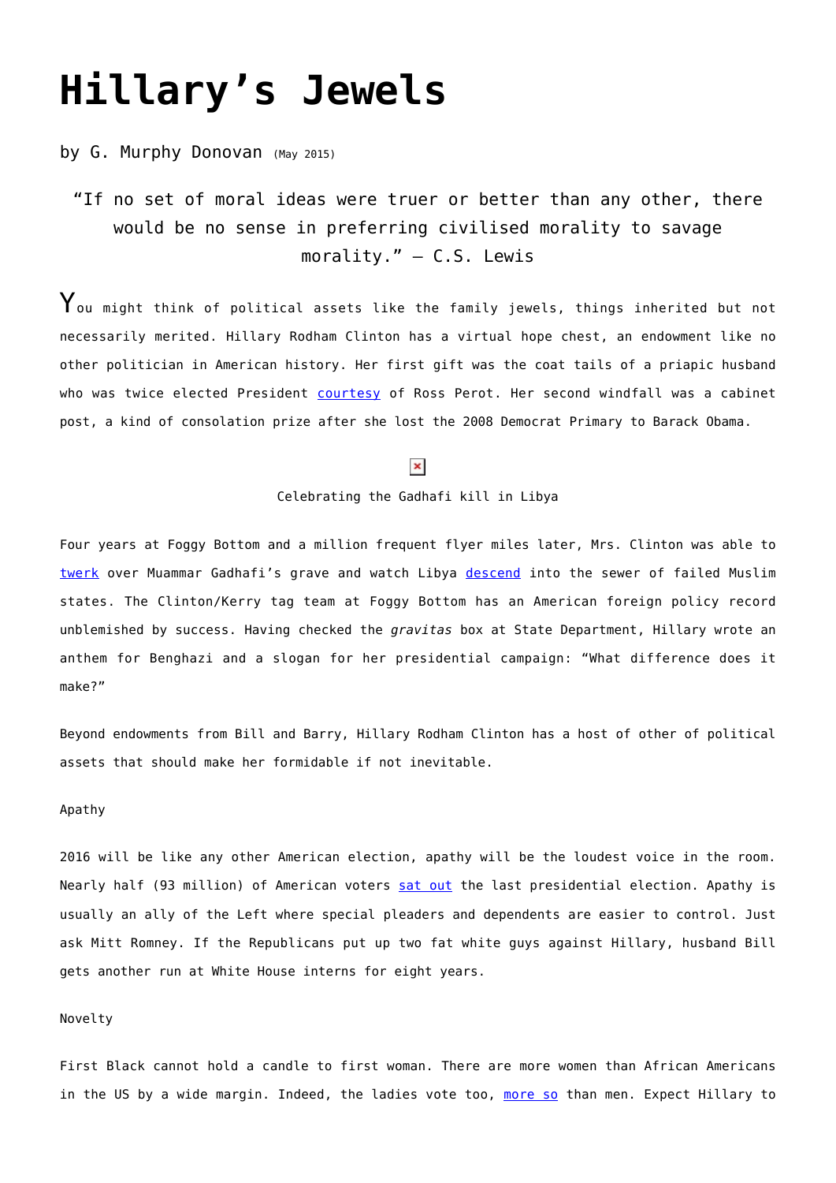# Hillary's Jewels

by G. Murphy Donovan (May 2015)

> "If no set of moral ideas were truer or better than any other, there would be no sense in preferring civilised morality to savage morality." – C.S. Lewis

You might think of political assets like the family jewels, things inherited but not necessarily merited. Hillary Rodham Clinton has a virtual hope chest, an endowment like no other politician in American history. Her first gift was the coat tails of a priapic husband who was twice elected President courtesy of Ross Perot. Her second windfall was a cabinet post, a kind of consolation prize after she lost the 2008 Democrat Primary to Barack Obama.

Celebrating the Gadhafi kill in Libya

Four years at Foggy Bottom and a million frequent flyer miles later, Mrs. Clinton was able to twerk over Muammar Gadhafi's grave and watch Libya descend into the sewer of failed Muslim states. The Clinton/Kerry tag team at Foggy Bottom has an American foreign policy record unblemished by success. Having checked the *gravitas* box at State Department, Hillary wrote an anthem for Benghazi and a slogan for her presidential campaign: "What difference does it make?"

Beyond endowments from Bill and Barry, Hillary Rodham Clinton has a host of other of political assets that should make her formidable if not inevitable.

Apathy

2016 will be like any other American election, apathy will be the loudest voice in the room. Nearly half (93 million) of American voters sat out the last presidential election. Apathy is usually an ally of the Left where special pleaders and dependents are easier to control. Just ask Mitt Romney. If the Republicans put up two fat white guys against Hillary, husband Bill gets another run at White House interns for eight years.

Novelty

First Black cannot hold a candle to first woman. There are more women than African Americans in the US by a wide margin. Indeed, the ladies vote too, more so than men. Expect Hillary to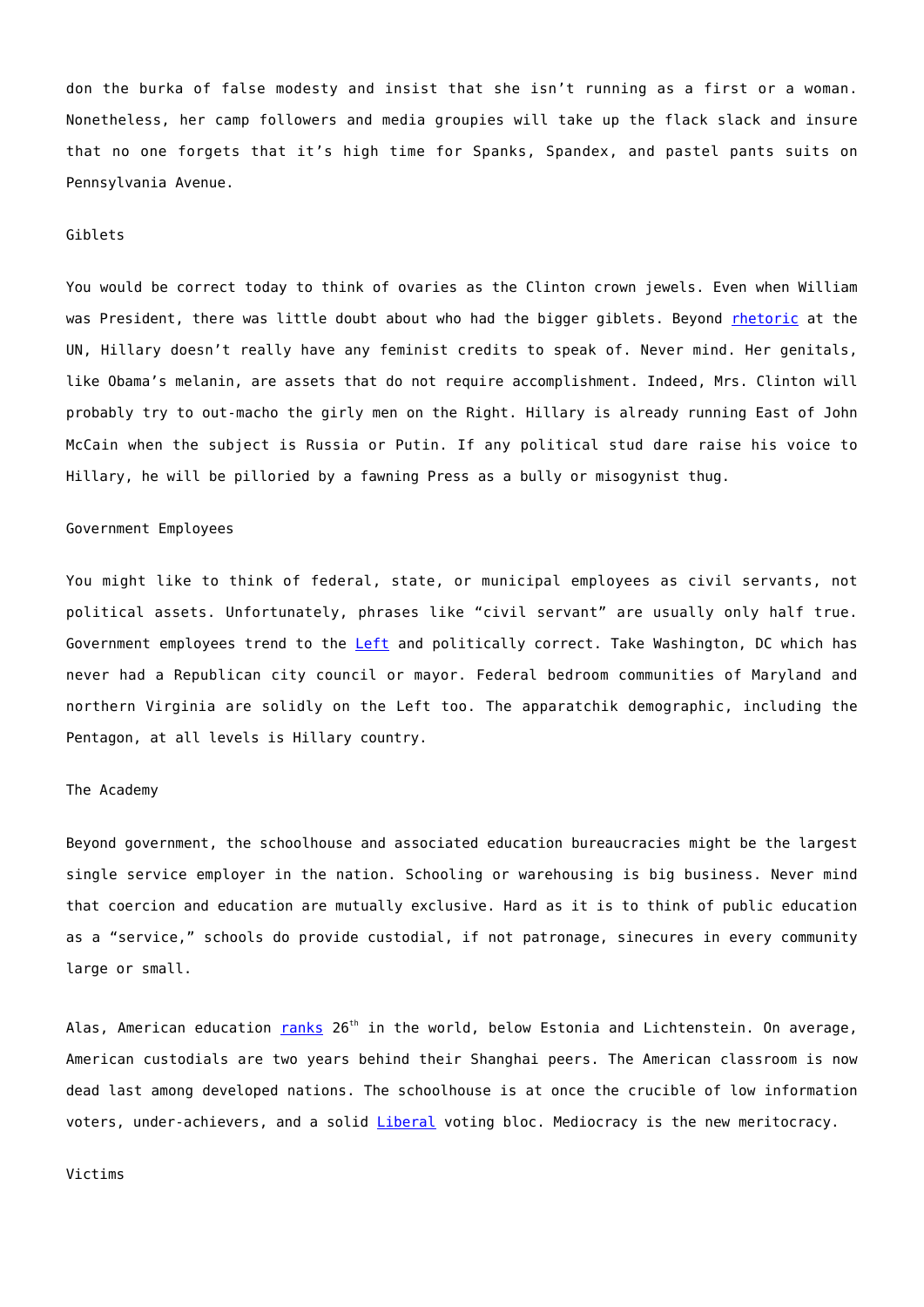don the burka of false modesty and insist that she isn't running as a first or a woman. Nonetheless, her camp followers and media groupies will take up the flack slack and insure that no one forgets that it's high time for Spanks, Spandex, and pastel pants suits on Pennsylvania Avenue.

## Giblets

You would be correct today to think of ovaries as the Clinton crown jewels. Even when William was President, there was little doubt about who had the bigger giblets. Beyond rhetoric at the UN, Hillary doesn't really have any feminist credits to speak of. Never mind. Her genitals, like Obama's melanin, are assets that do not require accomplishment. Indeed, Mrs. Clinton will probably try to out-macho the girly men on the Right. Hillary is already running East of John McCain when the subject is Russia or Putin. If any political stud dare raise his voice to Hillary, he will be pilloried by a fawning Press as a bully or misogynist thug.

## Government Employees

You might like to think of federal, state, or municipal employees as civil servants, not political assets. Unfortunately, phrases like "civil servant" are usually only half true. Government employees trend to the Left and politically correct. Take Washington, DC which has never had a Republican city council or mayor. Federal bedroom communities of Maryland and northern Virginia are solidly on the Left too. The apparatchik demographic, including the Pentagon, at all levels is Hillary country.

## The Academy

Beyond government, the schoolhouse and associated education bureaucracies might be the largest single service employer in the nation. Schooling or warehousing is big business. Never mind that coercion and education are mutually exclusive. Hard as it is to think of public education as a "service," schools do provide custodial, if not patronage, sinecures in every community large or small.

Alas, American education ranks 26th in the world, below Estonia and Lichtenstein. On average, American custodials are two years behind their Shanghai peers. The American classroom is now dead last among developed nations. The schoolhouse is at once the crucible of low information voters, under-achievers, and a solid Liberal voting bloc. Mediocracy is the new meritocracy.

## Victims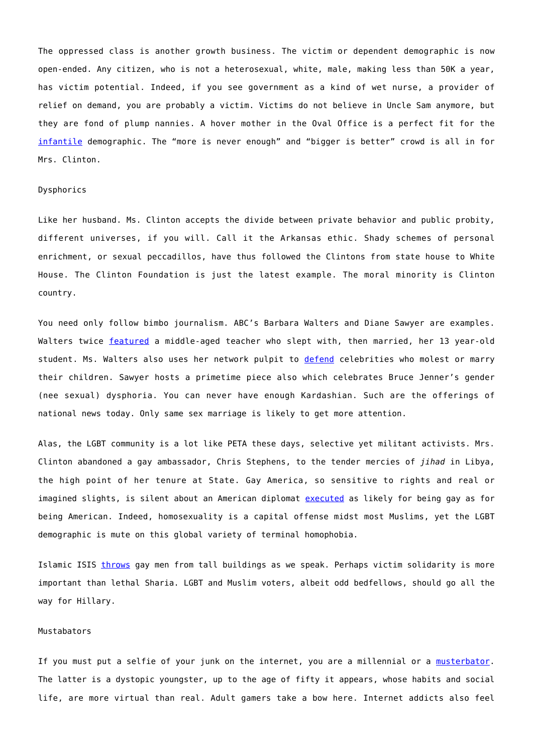The oppressed class is another growth business. The victim or dependent demographic is now open-ended. Any citizen, who is not a heterosexual, white, male, making less than 50K a year, has victim potential. Indeed, if you see government as a kind of wet nurse, a provider of relief on demand, you are probably a victim. Victims do not believe in Uncle Sam anymore, but they are fond of plump nannies. A hover mother in the Oval Office is a perfect fit for the infantile demographic. The "more is never enough" and "bigger is better" crowd is all in for Mrs. Clinton.

## Dysphorics

Like her husband. Ms. Clinton accepts the divide between private behavior and public probity, different universes, if you will. Call it the Arkansas ethic. Shady schemes of personal enrichment, or sexual peccadillos, have thus followed the Clintons from state house to White House. The Clinton Foundation is just the latest example. The moral minority is Clinton country.

You need only follow bimbo journalism. ABC's Barbara Walters and Diane Sawyer are examples. Walters twice featured a middle-aged teacher who slept with, then married, her 13 year-old student. Ms. Walters also uses her network pulpit to defend celebrities who molest or marry their children. Sawyer hosts a primetime piece also which celebrates Bruce Jenner's gender (nee sexual) dysphoria. You can never have enough Kardashian. Such are the offerings of national news today. Only same sex marriage is likely to get more attention.

Alas, the LGBT community is a lot like PETA these days, selective yet militant activists. Mrs. Clinton abandoned a gay ambassador, Chris Stephens, to the tender mercies of *jihad* in Libya, the high point of her tenure at State. Gay America, so sensitive to rights and real or imagined slights, is silent about an American diplomat executed as likely for being gay as for being American. Indeed, homosexuality is a capital offense midst most Muslims, yet the LGBT demographic is mute on this global variety of terminal homophobia.

Islamic ISIS throws gay men from tall buildings as we speak. Perhaps victim solidarity is more important than lethal Sharia. LGBT and Muslim voters, albeit odd bedfellows, should go all the way for Hillary.

## Mustabators

If you must put a selfie of your junk on the internet, you are a millennial or a musterbator. The latter is a dystopic youngster, up to the age of fifty it appears, whose habits and social life, are more virtual than real. Adult gamers take a bow here. Internet addicts also feel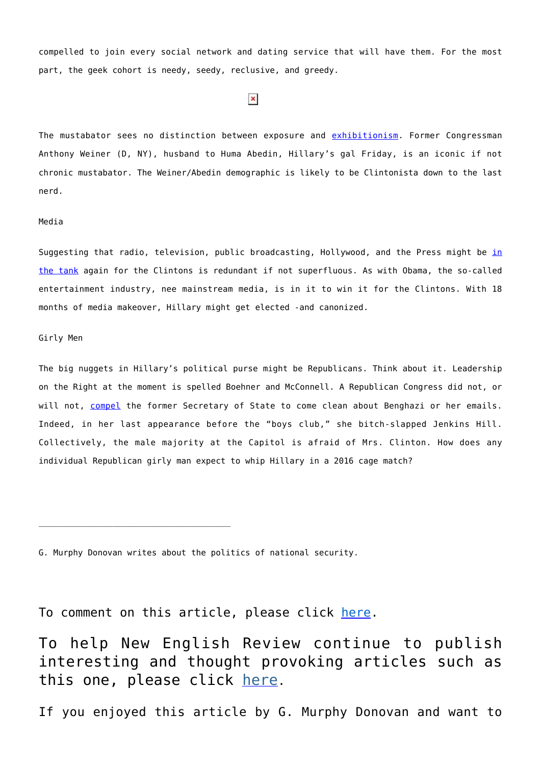compelled to join every social network and dating service that will have them. For the most part, the geek cohort is needy, seedy, reclusive, and greedy.

The mustabator sees no distinction between exposure and exhibitionism. Former Congressman Anthony Weiner (D, NY), husband to Huma Abedin, Hillary's gal Friday, is an iconic if not chronic mustabator. The Weiner/Abedin demographic is likely to be Clintonista down to the last nerd.

Media

Suggesting that radio, television, public broadcasting, Hollywood, and the Press might be in the tank again for the Clintons is redundant if not superfluous. As with Obama, the so-called entertainment industry, nee mainstream media, is in it to win it for the Clintons. With 18 months of media makeover, Hillary might get elected -and canonized.

Girly Men

The big nuggets in Hillary's political purse might be Republicans. Think about it. Leadership on the Right at the moment is spelled Boehner and McConnell. A Republican Congress did not, or will not, compel the former Secretary of State to come clean about Benghazi or her emails. Indeed, in her last appearance before the "boys club," she bitch-slapped Jenkins Hill. Collectively, the male majority at the Capitol is afraid of Mrs. Clinton. How does any individual Republican girly man expect to whip Hillary in a 2016 cage match?

---

G. Murphy Donovan writes about the politics of national security.

To comment on this article, please click here.

To help New English Review continue to publish interesting and thought provoking articles such as this one, please click here.

If you enjoyed this article by G. Murphy Donovan and want to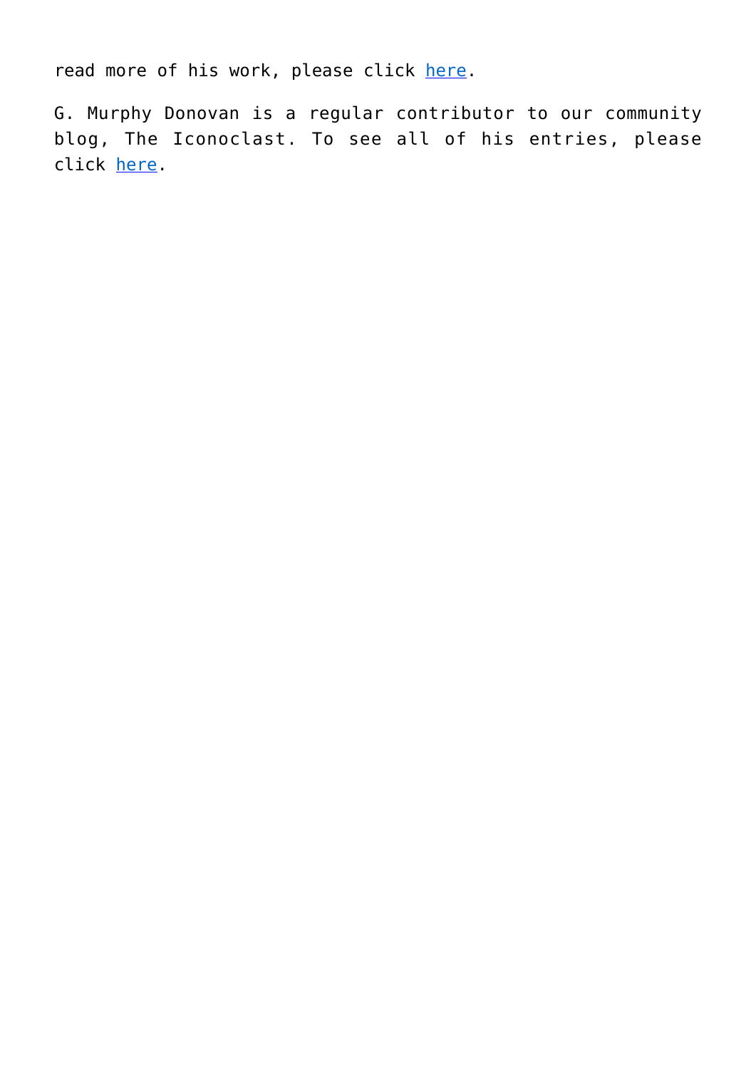read more of his work, please click here.

G. Murphy Donovan is a regular contributor to our community blog, The Iconoclast. To see all of his entries, please click here.